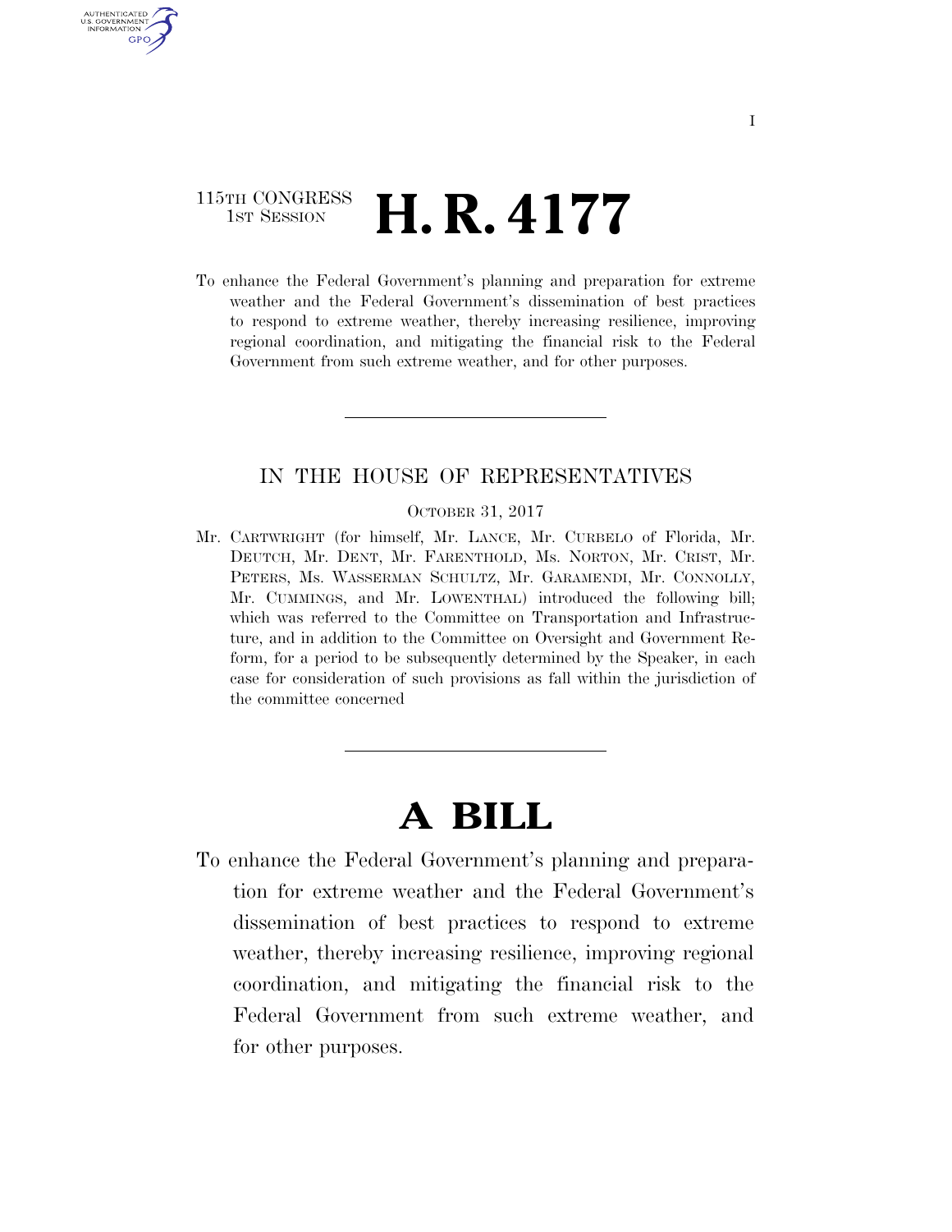115TH CONGRESS
1ST SESSION

# H. R. 4177

To enhance the Federal Government's planning and preparation for extreme weather and the Federal Government's dissemination of best practices to respond to extreme weather, thereby increasing resilience, improving regional coordination, and mitigating the financial risk to the Federal Government from such extreme weather, and for other purposes.

---

IN THE HOUSE OF REPRESENTATIVES

OCTOBER 31, 2017

Mr. CARTWRIGHT (for himself, Mr. LANCE, Mr. CURBELO of Florida, Mr. DEUTCH, Mr. DENT, Mr. FARENTHOLD, Ms. NORTON, Mr. CRIST, Mr. PETERS, Ms. WASSERMAN SCHULTZ, Mr. GARAMENDI, Mr. CONNOLLY, Mr. CUMMINGS, and Mr. LOWENTHAL) introduced the following bill; which was referred to the Committee on Transportation and Infrastructure, and in addition to the Committee on Oversight and Government Reform, for a period to be subsequently determined by the Speaker, in each case for consideration of such provisions as fall within the jurisdiction of the committee concerned

---

# A BILL

To enhance the Federal Government's planning and preparation for extreme weather and the Federal Government's dissemination of best practices to respond to extreme weather, thereby increasing resilience, improving regional coordination, and mitigating the financial risk to the Federal Government from such extreme weather, and for other purposes.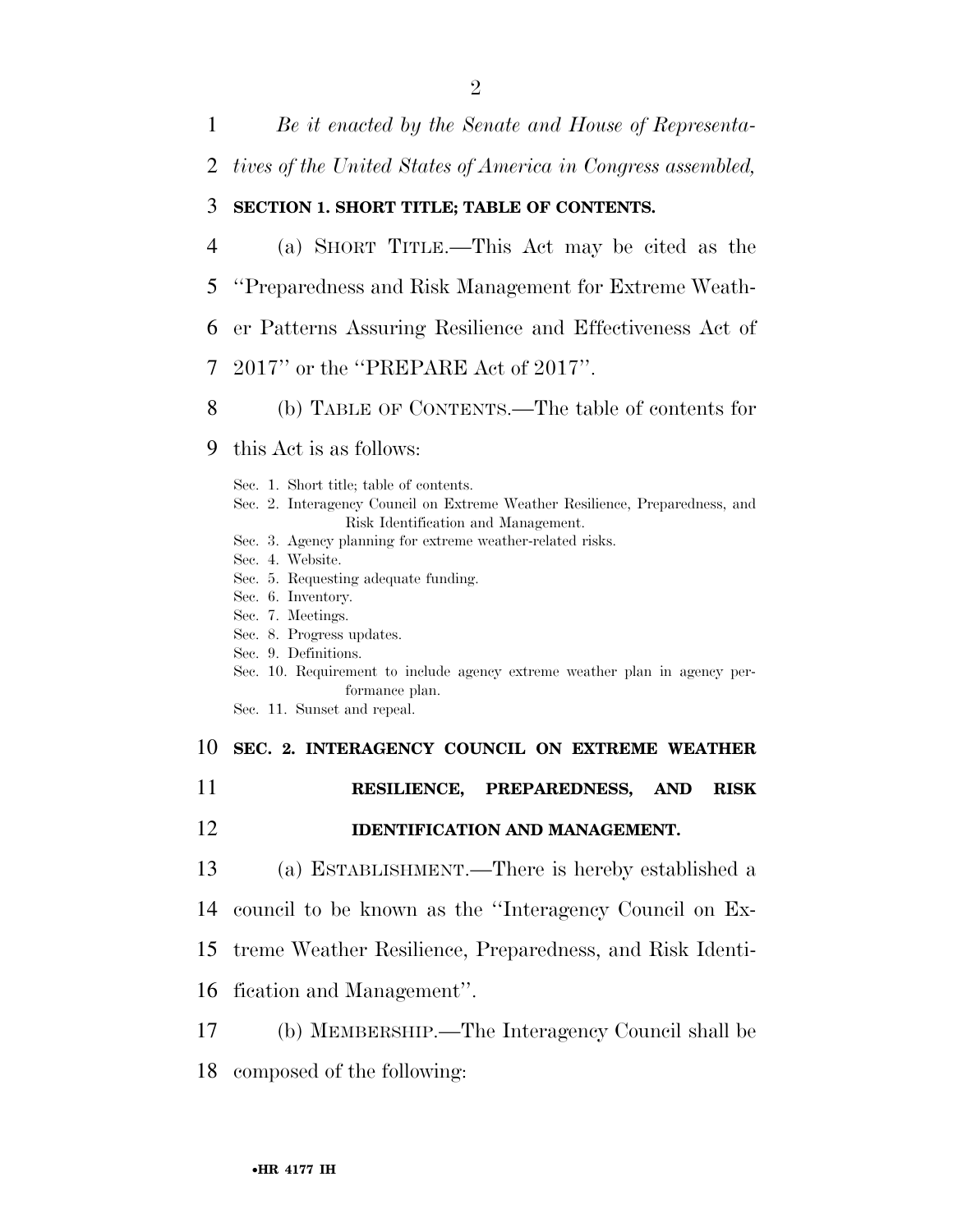*Be it enacted by the Senate and House of Representatives of the United States of America in Congress assembled,*

**SECTION 1. SHORT TITLE; TABLE OF CONTENTS.**

(a) SHORT TITLE.—This Act may be cited as the ''Preparedness and Risk Management for Extreme Weather Patterns Assuring Resilience and Effectiveness Act of 2017'' or the ''PREPARE Act of 2017''.

(b) TABLE OF CONTENTS.—The table of contents for this Act is as follows:

Sec. 1. Short title; table of contents.
Sec. 2. Interagency Council on Extreme Weather Resilience, Preparedness, and Risk Identification and Management.
Sec. 3. Agency planning for extreme weather-related risks.
Sec. 4. Website.
Sec. 5. Requesting adequate funding.
Sec. 6. Inventory.
Sec. 7. Meetings.
Sec. 8. Progress updates.
Sec. 9. Definitions.
Sec. 10. Requirement to include agency extreme weather plan in agency performance plan.
Sec. 11. Sunset and repeal.

**SEC. 2. INTERAGENCY COUNCIL ON EXTREME WEATHER RESILIENCE, PREPAREDNESS, AND RISK IDENTIFICATION AND MANAGEMENT.**

(a) ESTABLISHMENT.—There is hereby established a council to be known as the ''Interagency Council on Extreme Weather Resilience, Preparedness, and Risk Identification and Management''.

(b) MEMBERSHIP.—The Interagency Council shall be composed of the following: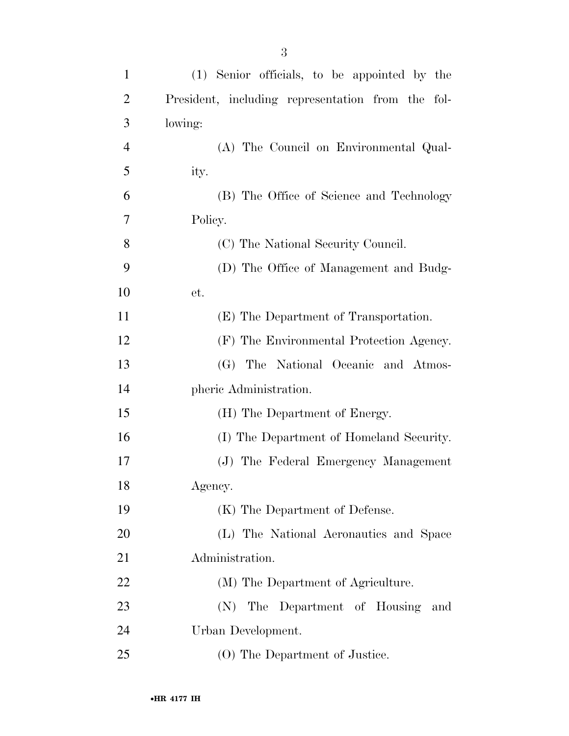(1) Senior officials, to be appointed by the President, including representation from the following:

(A) The Council on Environmental Quality.

(B) The Office of Science and Technology Policy.

(C) The National Security Council.

(D) The Office of Management and Budget.

(E) The Department of Transportation.

(F) The Environmental Protection Agency.

(G) The National Oceanic and Atmospheric Administration.

(H) The Department of Energy.

(I) The Department of Homeland Security.

(J) The Federal Emergency Management Agency.

(K) The Department of Defense.

(L) The National Aeronautics and Space Administration.

(M) The Department of Agriculture.

(N) The Department of Housing and Urban Development.

(O) The Department of Justice.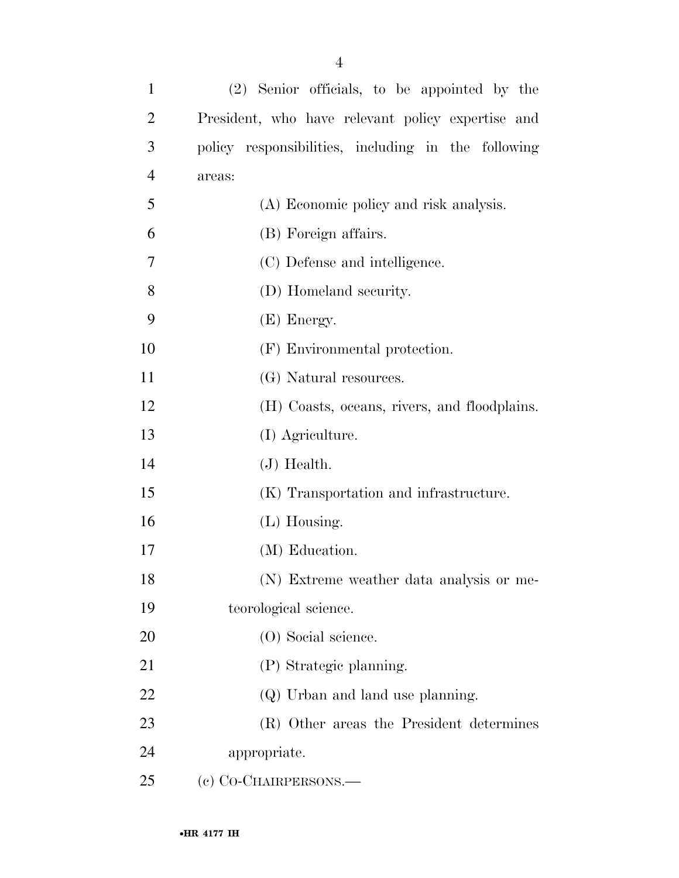(2) Senior officials, to be appointed by the President, who have relevant policy expertise and policy responsibilities, including in the following areas:

(A) Economic policy and risk analysis.

(B) Foreign affairs.

(C) Defense and intelligence.

(D) Homeland security.

(E) Energy.

(F) Environmental protection.

(G) Natural resources.

(H) Coasts, oceans, rivers, and floodplains.

(I) Agriculture.

(J) Health.

(K) Transportation and infrastructure.

(L) Housing.

(M) Education.

(N) Extreme weather data analysis or meteorological science.

(O) Social science.

(P) Strategic planning.

(Q) Urban and land use planning.

(R) Other areas the President determines appropriate.

(c) CO-CHAIRPERSONS.—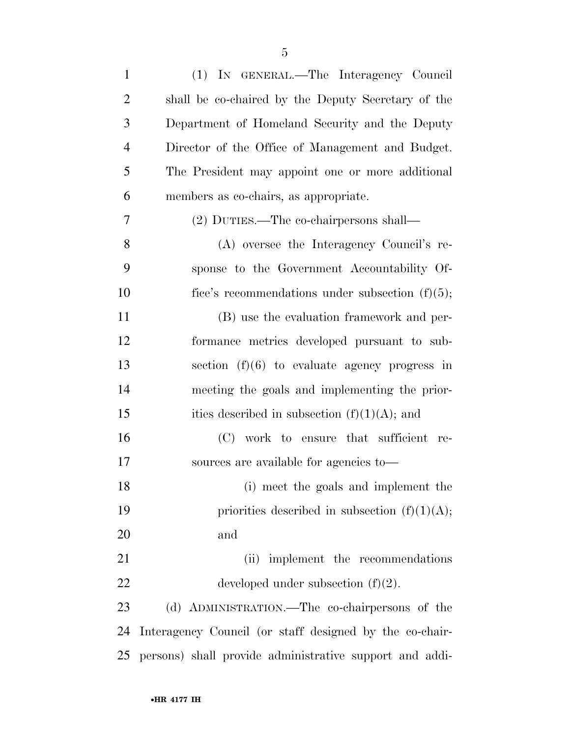(1) IN GENERAL.—The Interagency Council shall be co-chaired by the Deputy Secretary of the Department of Homeland Security and the Deputy Director of the Office of Management and Budget. The President may appoint one or more additional members as co-chairs, as appropriate.

(2) DUTIES.—The co-chairpersons shall—

(A) oversee the Interagency Council's response to the Government Accountability Office's recommendations under subsection (f)(5);

(B) use the evaluation framework and performance metrics developed pursuant to subsection (f)(6) to evaluate agency progress in meeting the goals and implementing the priorities described in subsection (f)(1)(A); and

(C) work to ensure that sufficient resources are available for agencies to—

(i) meet the goals and implement the priorities described in subsection (f)(1)(A); and

(ii) implement the recommendations developed under subsection (f)(2).

(d) ADMINISTRATION.—The co-chairpersons of the Interagency Council (or staff designed by the co-chairpersons) shall provide administrative support and addi-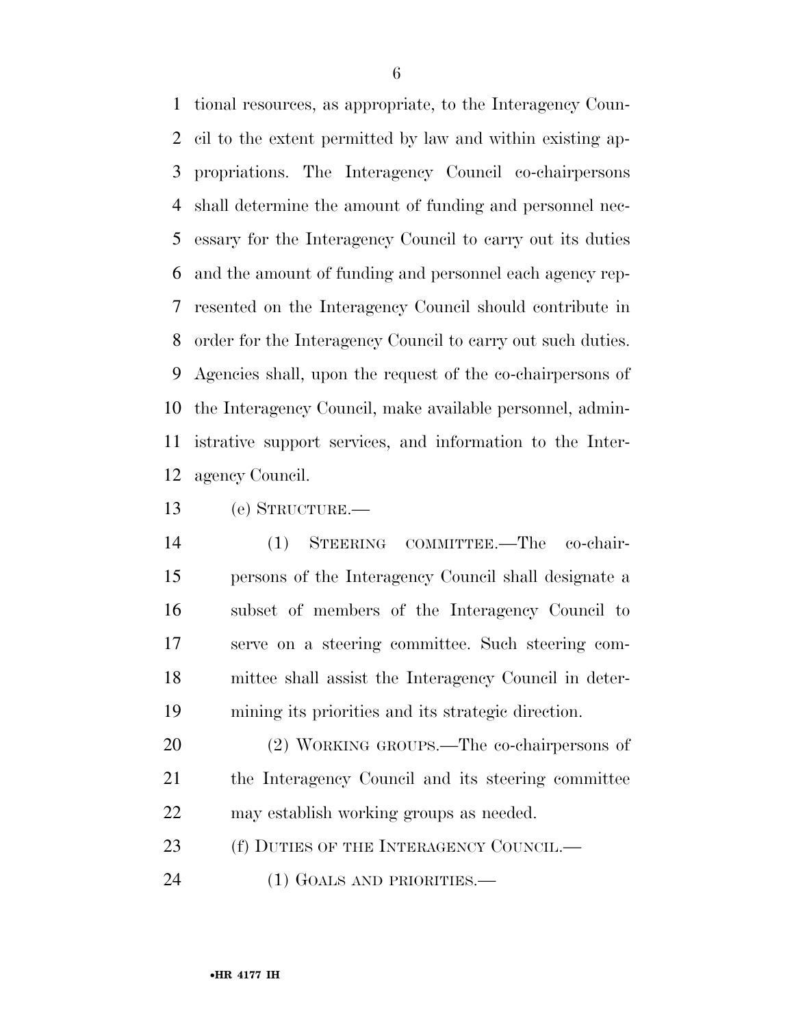tional resources, as appropriate, to the Interagency Council to the extent permitted by law and within existing appropriations. The Interagency Council co-chairpersons shall determine the amount of funding and personnel necessary for the Interagency Council to carry out its duties and the amount of funding and personnel each agency represented on the Interagency Council should contribute in order for the Interagency Council to carry out such duties. Agencies shall, upon the request of the co-chairpersons of the Interagency Council, make available personnel, administrative support services, and information to the Interagency Council.

(e) STRUCTURE.—

(1) STEERING COMMITTEE.—The co-chairpersons of the Interagency Council shall designate a subset of members of the Interagency Council to serve on a steering committee. Such steering committee shall assist the Interagency Council in determining its priorities and its strategic direction.

(2) WORKING GROUPS.—The co-chairpersons of the Interagency Council and its steering committee may establish working groups as needed.

(f) DUTIES OF THE INTERAGENCY COUNCIL.—

(1) GOALS AND PRIORITIES.—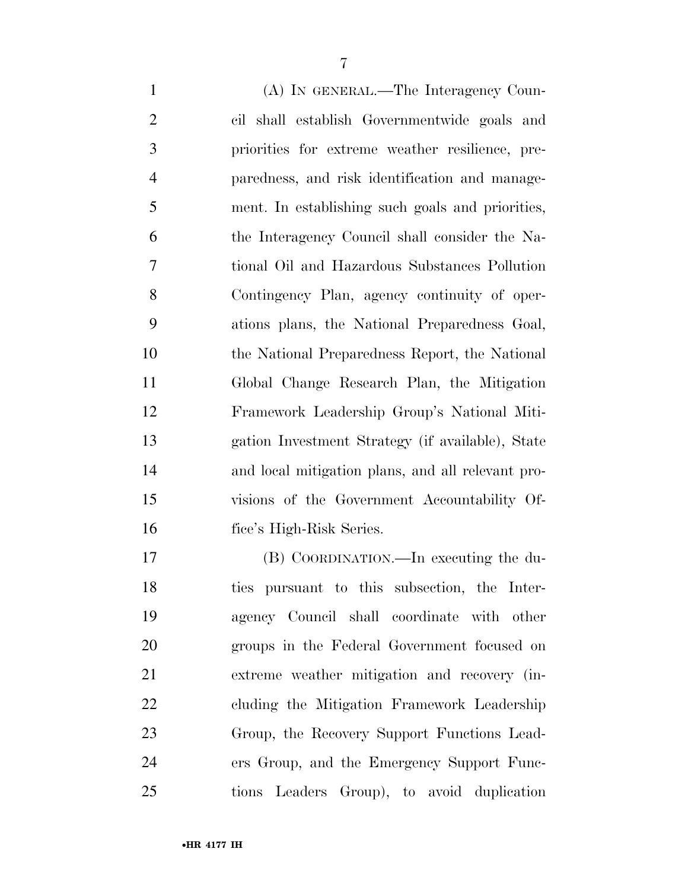(A) IN GENERAL.—The Interagency Council shall establish Governmentwide goals and priorities for extreme weather resilience, preparedness, and risk identification and management. In establishing such goals and priorities, the Interagency Council shall consider the National Oil and Hazardous Substances Pollution Contingency Plan, agency continuity of operations plans, the National Preparedness Goal, the National Preparedness Report, the National Global Change Research Plan, the Mitigation Framework Leadership Group's National Mitigation Investment Strategy (if available), State and local mitigation plans, and all relevant provisions of the Government Accountability Office's High-Risk Series.

(B) COORDINATION.—In executing the duties pursuant to this subsection, the Interagency Council shall coordinate with other groups in the Federal Government focused on extreme weather mitigation and recovery (including the Mitigation Framework Leadership Group, the Recovery Support Functions Leaders Group, and the Emergency Support Functions Leaders Group), to avoid duplication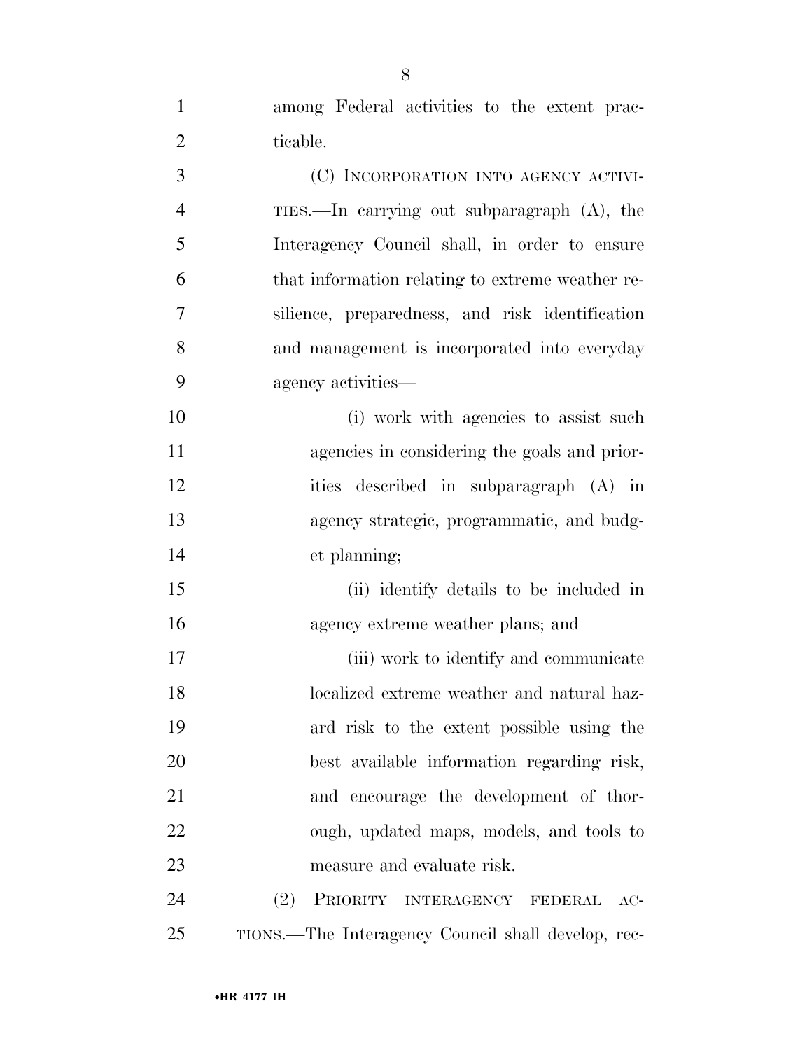among Federal activities to the extent practicable.

(C) INCORPORATION INTO AGENCY ACTIVITIES.—In carrying out subparagraph (A), the Interagency Council shall, in order to ensure that information relating to extreme weather resilience, preparedness, and risk identification and management is incorporated into everyday agency activities—

(i) work with agencies to assist such agencies in considering the goals and priorities described in subparagraph (A) in agency strategic, programmatic, and budget planning;

(ii) identify details to be included in agency extreme weather plans; and

(iii) work to identify and communicate localized extreme weather and natural hazard risk to the extent possible using the best available information regarding risk, and encourage the development of thorough, updated maps, models, and tools to measure and evaluate risk.

(2) PRIORITY INTERAGENCY FEDERAL ACTIONS.—The Interagency Council shall develop, rec-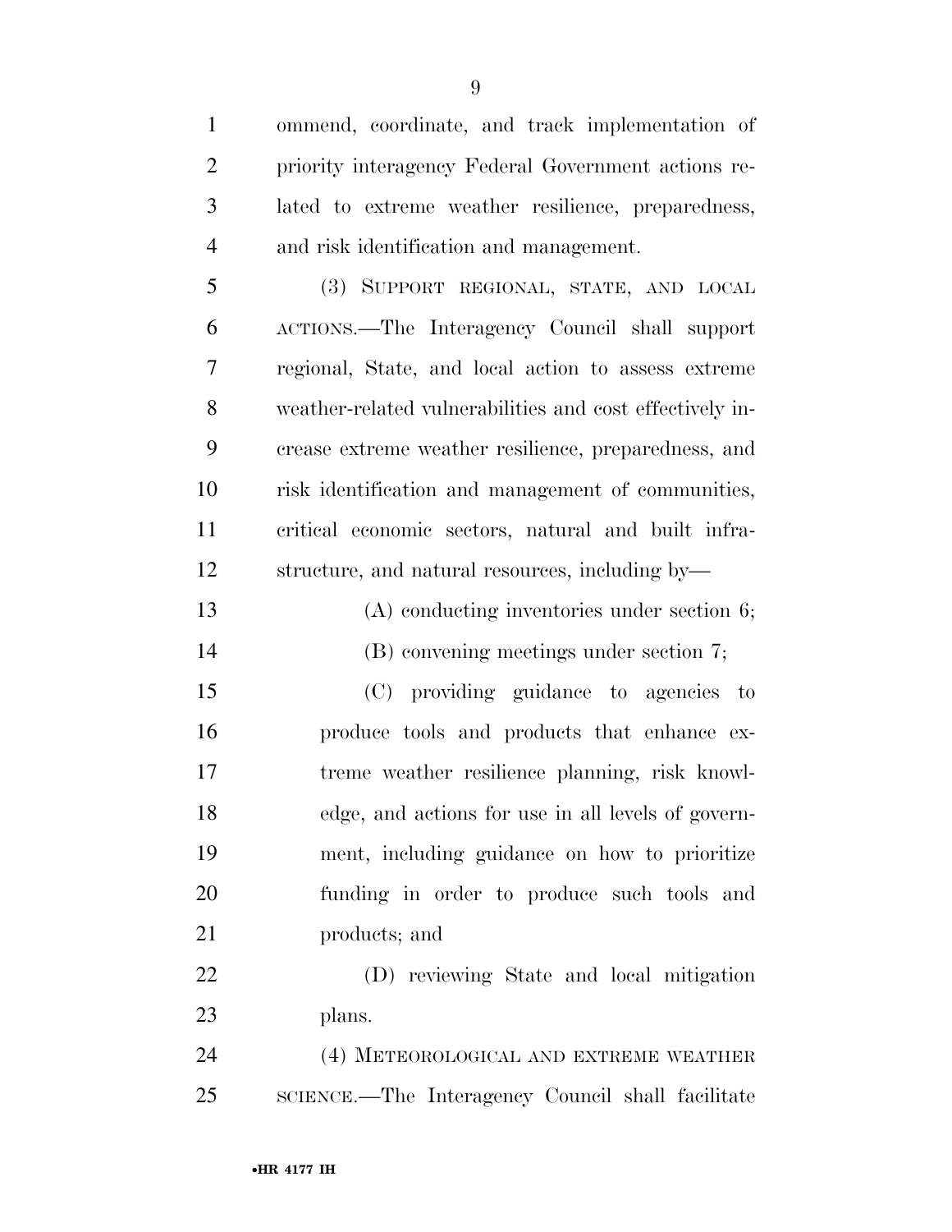ommend, coordinate, and track implementation of priority interagency Federal Government actions related to extreme weather resilience, preparedness, and risk identification and management.

(3) SUPPORT REGIONAL, STATE, AND LOCAL ACTIONS.—The Interagency Council shall support regional, State, and local action to assess extreme weather-related vulnerabilities and cost effectively increase extreme weather resilience, preparedness, and risk identification and management of communities, critical economic sectors, natural and built infrastructure, and natural resources, including by—

(A) conducting inventories under section 6;

(B) convening meetings under section 7;

(C) providing guidance to agencies to produce tools and products that enhance extreme weather resilience planning, risk knowledge, and actions for use in all levels of government, including guidance on how to prioritize funding in order to produce such tools and products; and

(D) reviewing State and local mitigation plans.

(4) METEOROLOGICAL AND EXTREME WEATHER SCIENCE.—The Interagency Council shall facilitate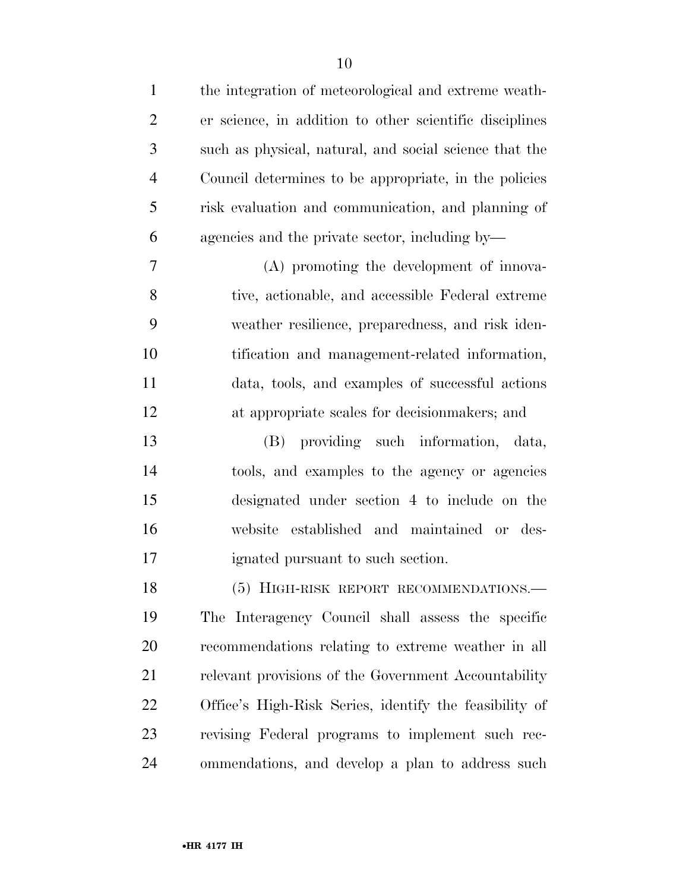the integration of meteorological and extreme weather science, in addition to other scientific disciplines such as physical, natural, and social science that the Council determines to be appropriate, in the policies risk evaluation and communication, and planning of agencies and the private sector, including by—

(A) promoting the development of innovative, actionable, and accessible Federal extreme weather resilience, preparedness, and risk identification and management-related information, data, tools, and examples of successful actions at appropriate scales for decisionmakers; and

(B) providing such information, data, tools, and examples to the agency or agencies designated under section 4 to include on the website established and maintained or designated pursuant to such section.

(5) HIGH-RISK REPORT RECOMMENDATIONS.— The Interagency Council shall assess the specific recommendations relating to extreme weather in all relevant provisions of the Government Accountability Office's High-Risk Series, identify the feasibility of revising Federal programs to implement such recommendations, and develop a plan to address such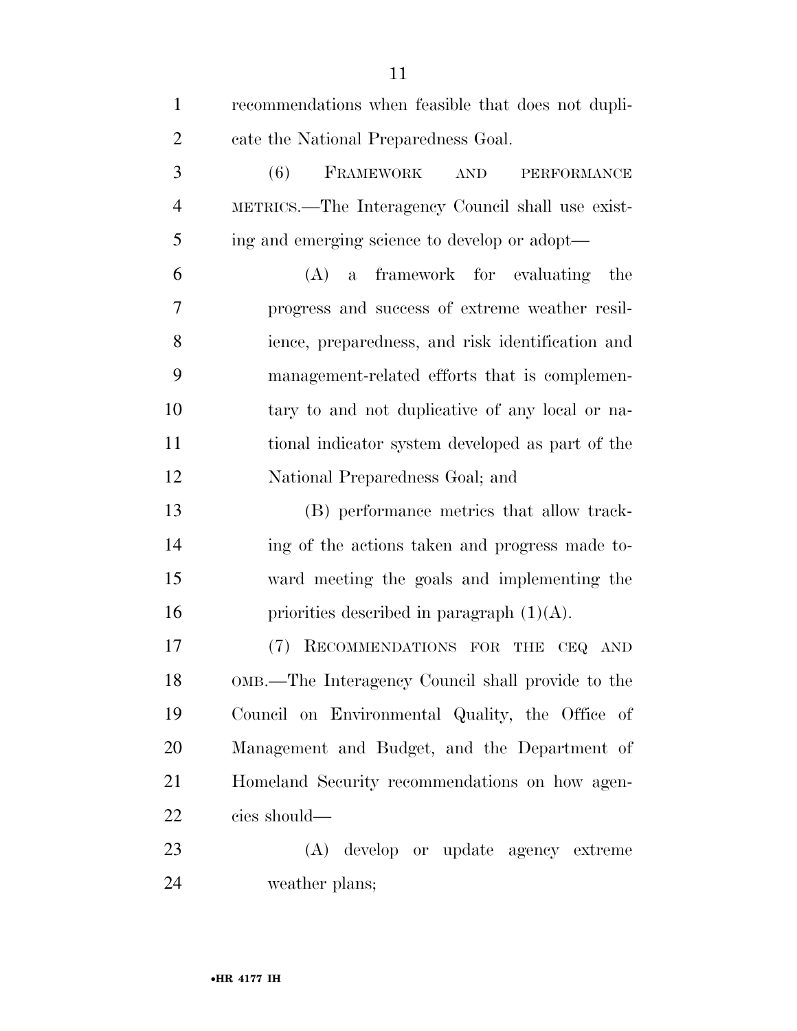recommendations when feasible that does not duplicate the National Preparedness Goal.

(6) FRAMEWORK AND PERFORMANCE METRICS.—The Interagency Council shall use existing and emerging science to develop or adopt—

(A) a framework for evaluating the progress and success of extreme weather resilience, preparedness, and risk identification and management-related efforts that is complementary to and not duplicative of any local or national indicator system developed as part of the National Preparedness Goal; and

(B) performance metrics that allow tracking of the actions taken and progress made toward meeting the goals and implementing the priorities described in paragraph (1)(A).

(7) RECOMMENDATIONS FOR THE CEQ AND OMB.—The Interagency Council shall provide to the Council on Environmental Quality, the Office of Management and Budget, and the Department of Homeland Security recommendations on how agencies should—

(A) develop or update agency extreme weather plans;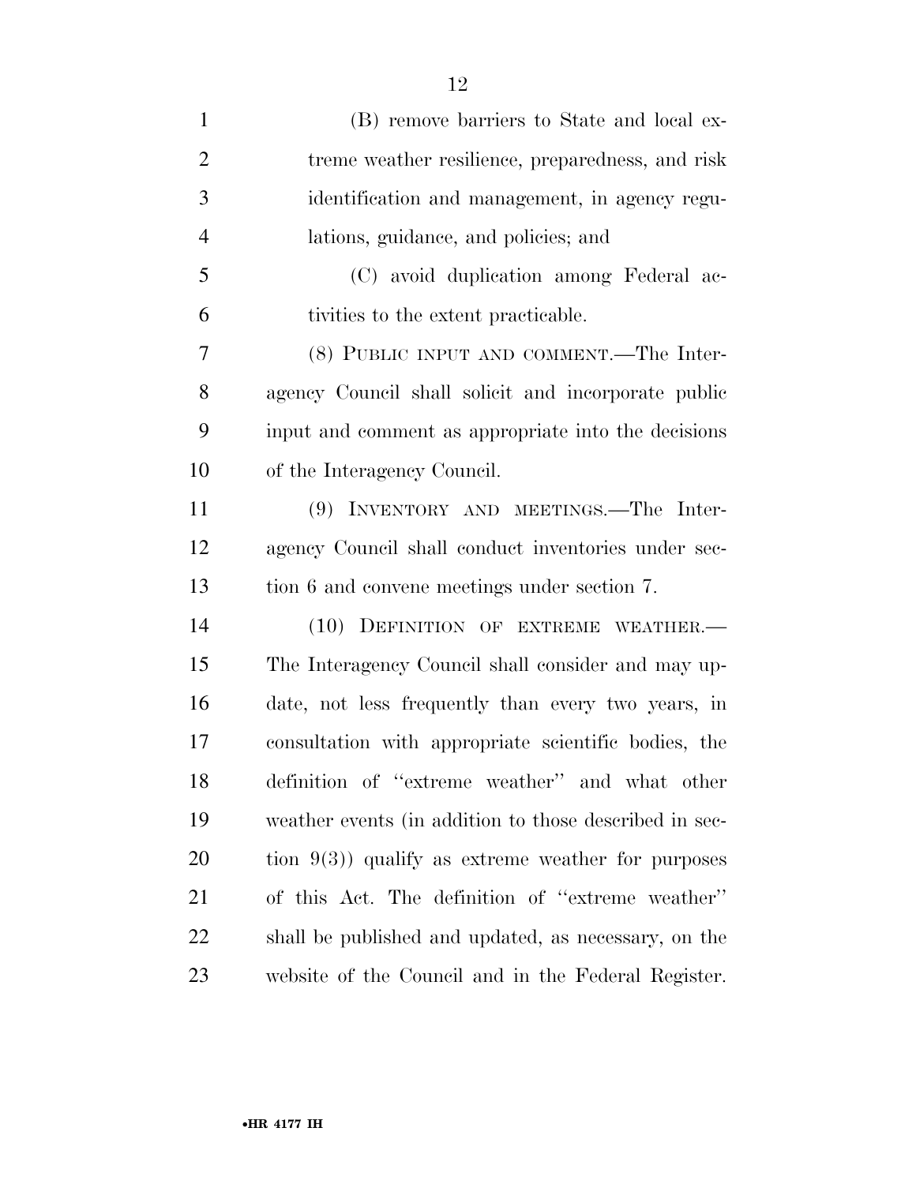(B) remove barriers to State and local extreme weather resilience, preparedness, and risk identification and management, in agency regulations, guidance, and policies; and

(C) avoid duplication among Federal activities to the extent practicable.

(8) PUBLIC INPUT AND COMMENT.—The Interagency Council shall solicit and incorporate public input and comment as appropriate into the decisions of the Interagency Council.

(9) INVENTORY AND MEETINGS.—The Interagency Council shall conduct inventories under section 6 and convene meetings under section 7.

(10) DEFINITION OF EXTREME WEATHER.—The Interagency Council shall consider and may update, not less frequently than every two years, in consultation with appropriate scientific bodies, the definition of ''extreme weather'' and what other weather events (in addition to those described in section 9(3)) qualify as extreme weather for purposes of this Act. The definition of ''extreme weather'' shall be published and updated, as necessary, on the website of the Council and in the Federal Register.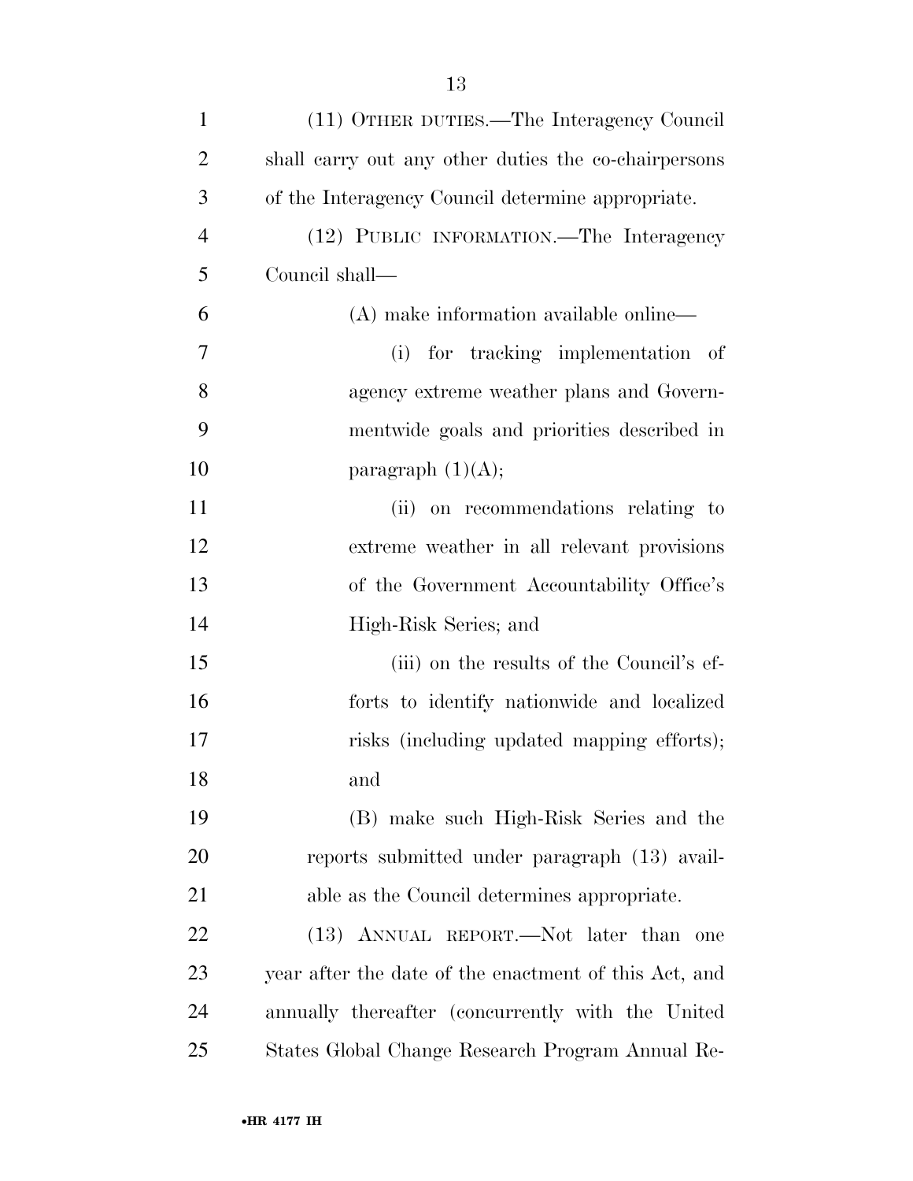(11) OTHER DUTIES.—The Interagency Council shall carry out any other duties the co-chairpersons of the Interagency Council determine appropriate.

(12) PUBLIC INFORMATION.—The Interagency Council shall—

(A) make information available online—

(i) for tracking implementation of agency extreme weather plans and Governmentwide goals and priorities described in paragraph (1)(A);

(ii) on recommendations relating to extreme weather in all relevant provisions of the Government Accountability Office's High-Risk Series; and

(iii) on the results of the Council's efforts to identify nationwide and localized risks (including updated mapping efforts); and

(B) make such High-Risk Series and the reports submitted under paragraph (13) available as the Council determines appropriate.

(13) ANNUAL REPORT.—Not later than one year after the date of the enactment of this Act, and annually thereafter (concurrently with the United States Global Change Research Program Annual Re-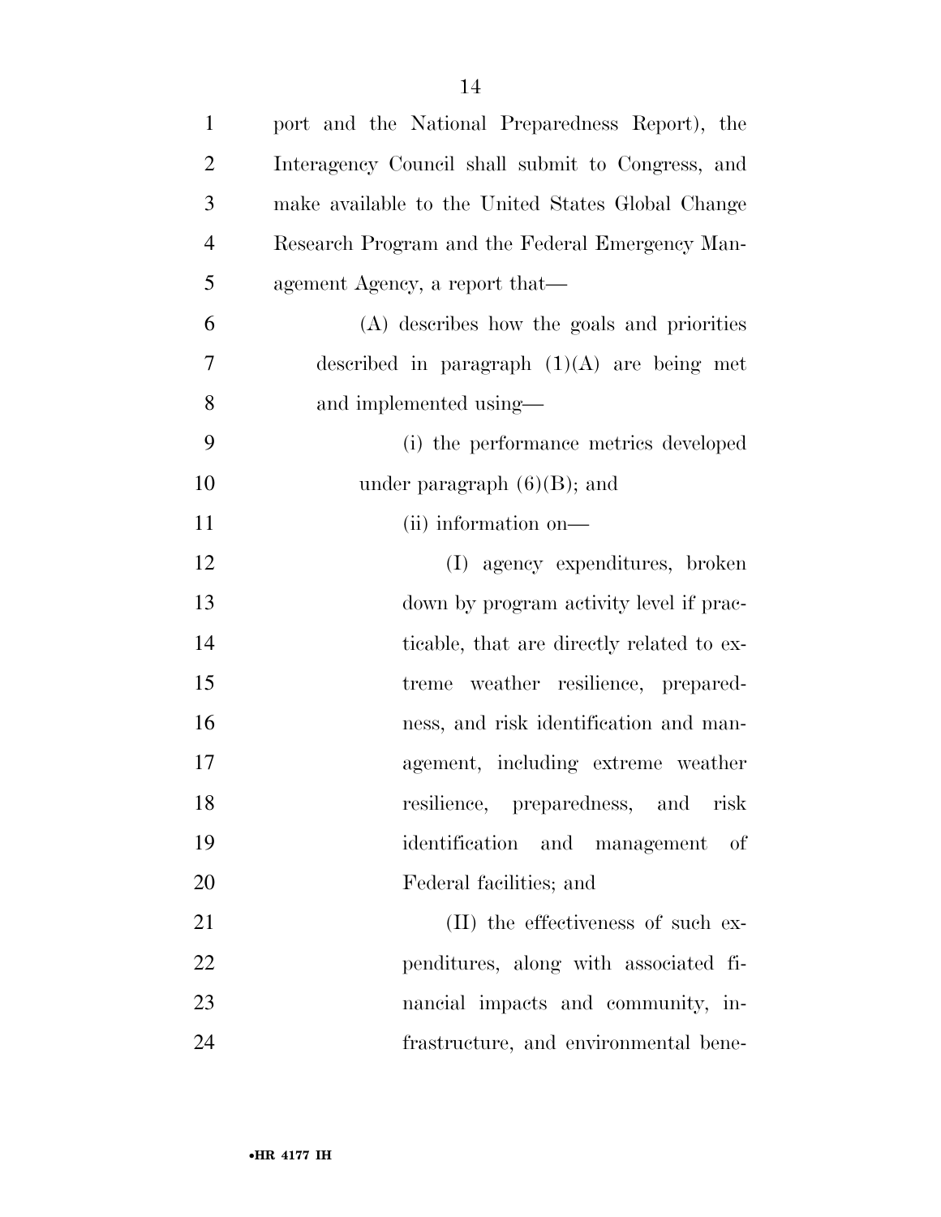port and the National Preparedness Report), the Interagency Council shall submit to Congress, and make available to the United States Global Change Research Program and the Federal Emergency Management Agency, a report that—

(A) describes how the goals and priorities described in paragraph (1)(A) are being met and implemented using—

(i) the performance metrics developed under paragraph (6)(B); and

(ii) information on—

(I) agency expenditures, broken down by program activity level if practicable, that are directly related to extreme weather resilience, preparedness, and risk identification and management, including extreme weather resilience, preparedness, and risk identification and management of Federal facilities; and

(II) the effectiveness of such expenditures, along with associated financial impacts and community, infrastructure, and environmental bene-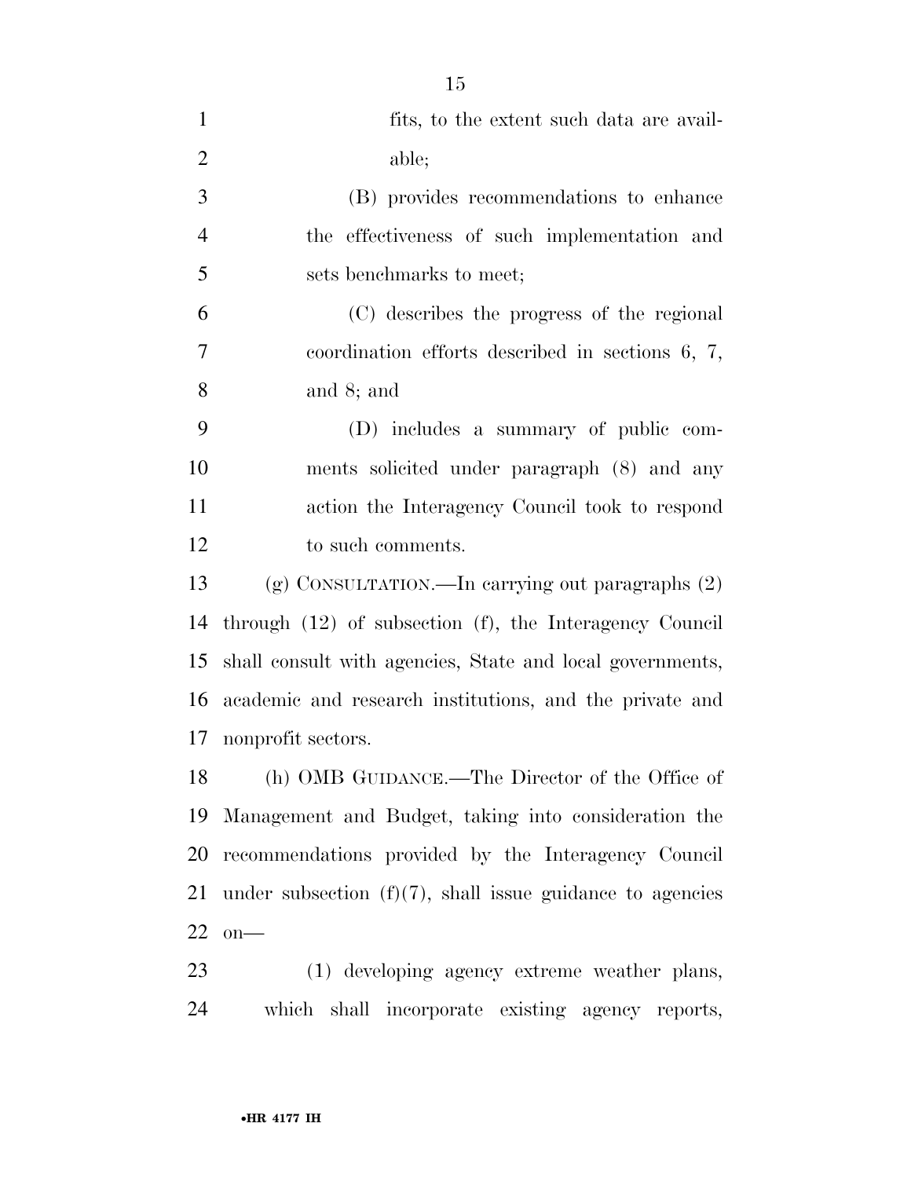fits, to the extent such data are available;

(B) provides recommendations to enhance the effectiveness of such implementation and sets benchmarks to meet;

(C) describes the progress of the regional coordination efforts described in sections 6, 7, and 8; and

(D) includes a summary of public comments solicited under paragraph (8) and any action the Interagency Council took to respond to such comments.

(g) CONSULTATION.—In carrying out paragraphs (2) through (12) of subsection (f), the Interagency Council shall consult with agencies, State and local governments, academic and research institutions, and the private and nonprofit sectors.

(h) OMB GUIDANCE.—The Director of the Office of Management and Budget, taking into consideration the recommendations provided by the Interagency Council under subsection (f)(7), shall issue guidance to agencies on—

(1) developing agency extreme weather plans, which shall incorporate existing agency reports,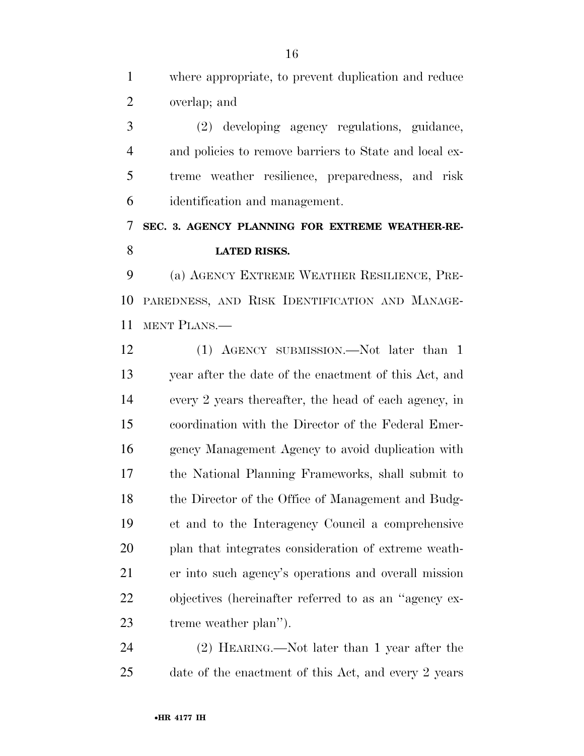where appropriate, to prevent duplication and reduce overlap; and

(2) developing agency regulations, guidance, and policies to remove barriers to State and local extreme weather resilience, preparedness, and risk identification and management.

### SEC. 3. AGENCY PLANNING FOR EXTREME WEATHER-RELATED RISKS.

(a) AGENCY EXTREME WEATHER RESILIENCE, PREPAREDNESS, AND RISK IDENTIFICATION AND MANAGEMENT PLANS.—

(1) AGENCY SUBMISSION.—Not later than 1 year after the date of the enactment of this Act, and every 2 years thereafter, the head of each agency, in coordination with the Director of the Federal Emergency Management Agency to avoid duplication with the National Planning Frameworks, shall submit to the Director of the Office of Management and Budget and to the Interagency Council a comprehensive plan that integrates consideration of extreme weather into such agency's operations and overall mission objectives (hereinafter referred to as an ''agency extreme weather plan'').

(2) HEARING.—Not later than 1 year after the date of the enactment of this Act, and every 2 years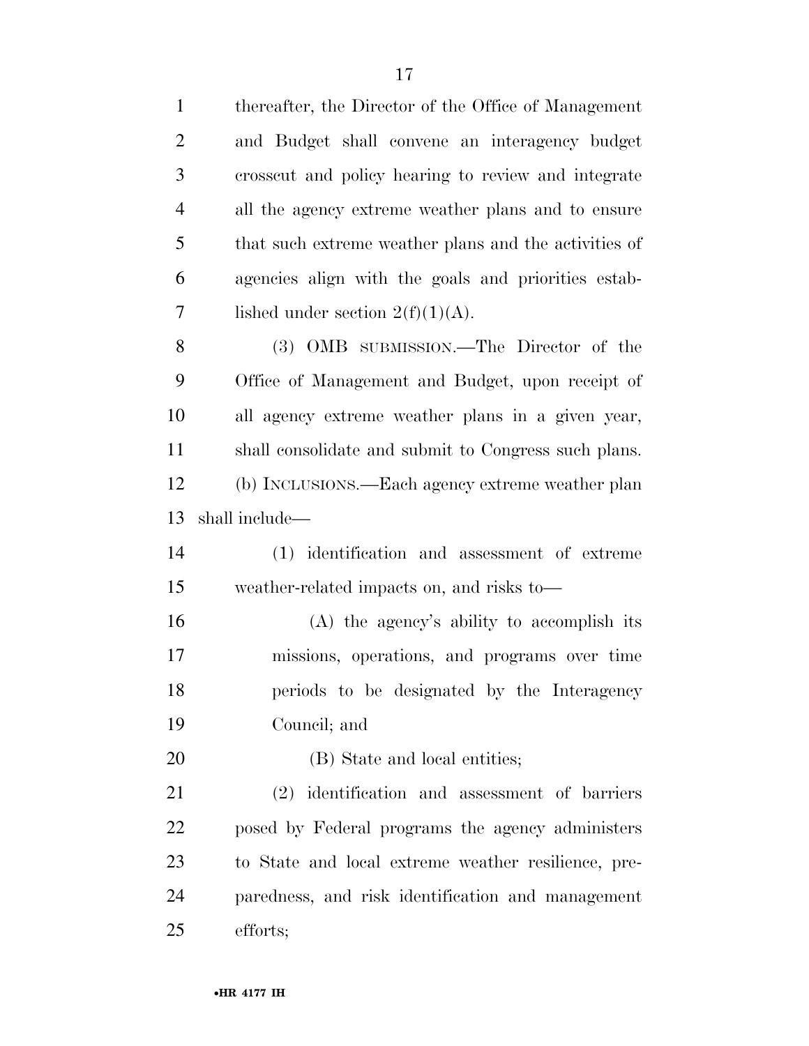thereafter, the Director of the Office of Management and Budget shall convene an interagency budget crosscut and policy hearing to review and integrate all the agency extreme weather plans and to ensure that such extreme weather plans and the activities of agencies align with the goals and priorities established under section 2(f)(1)(A).

(3) OMB SUBMISSION.—The Director of the Office of Management and Budget, upon receipt of all agency extreme weather plans in a given year, shall consolidate and submit to Congress such plans.

(b) INCLUSIONS.—Each agency extreme weather plan shall include—

(1) identification and assessment of extreme weather-related impacts on, and risks to—

(A) the agency's ability to accomplish its missions, operations, and programs over time periods to be designated by the Interagency Council; and

(B) State and local entities;

(2) identification and assessment of barriers posed by Federal programs the agency administers to State and local extreme weather resilience, preparedness, and risk identification and management efforts;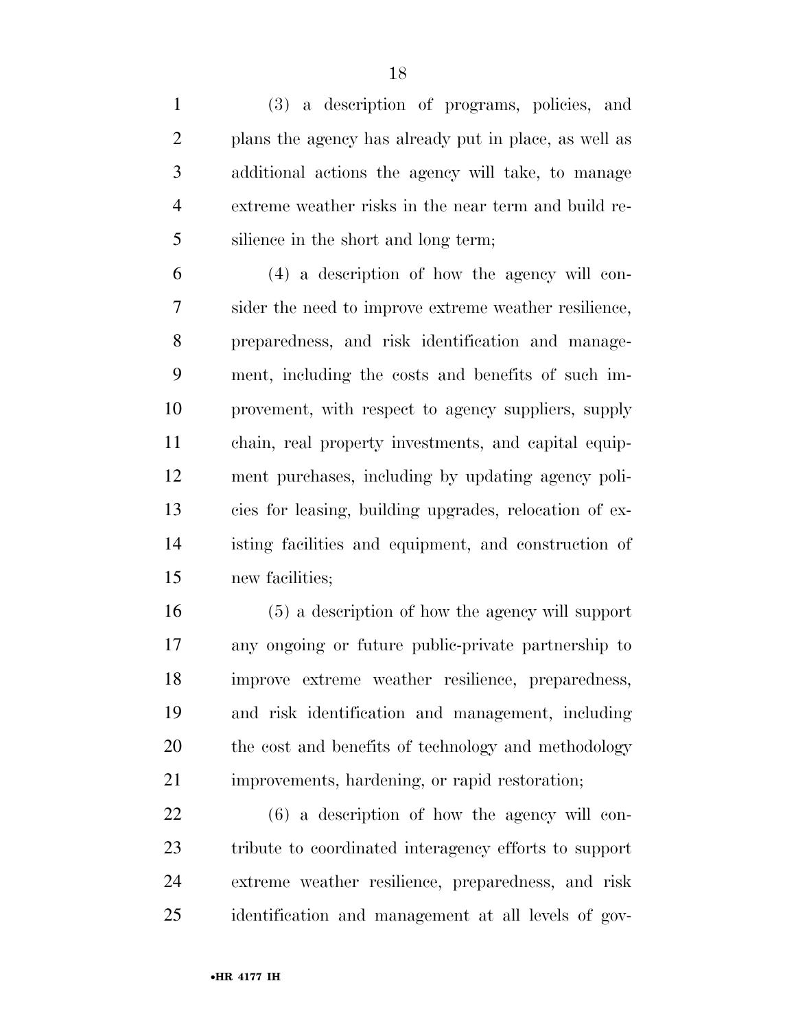(3) a description of programs, policies, and plans the agency has already put in place, as well as additional actions the agency will take, to manage extreme weather risks in the near term and build resilience in the short and long term;

(4) a description of how the agency will consider the need to improve extreme weather resilience, preparedness, and risk identification and management, including the costs and benefits of such improvement, with respect to agency suppliers, supply chain, real property investments, and capital equipment purchases, including by updating agency policies for leasing, building upgrades, relocation of existing facilities and equipment, and construction of new facilities;

(5) a description of how the agency will support any ongoing or future public-private partnership to improve extreme weather resilience, preparedness, and risk identification and management, including the cost and benefits of technology and methodology improvements, hardening, or rapid restoration;

(6) a description of how the agency will contribute to coordinated interagency efforts to support extreme weather resilience, preparedness, and risk identification and management at all levels of gov-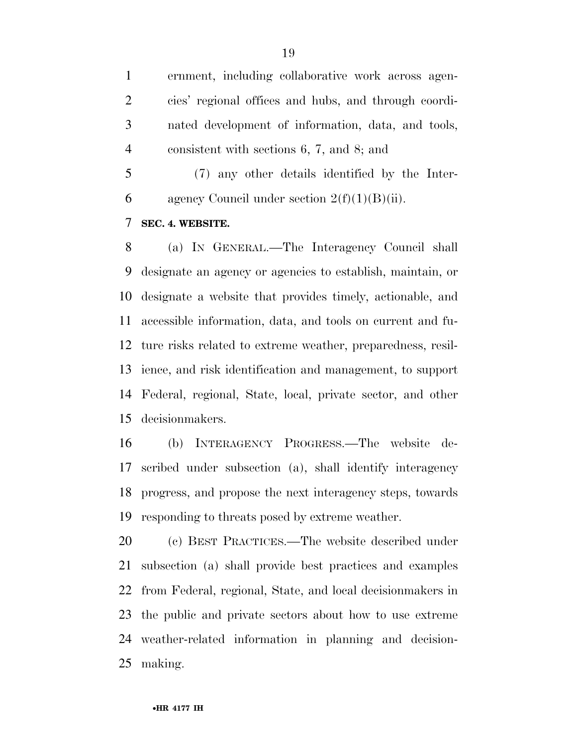ernment, including collaborative work across agencies' regional offices and hubs, and through coordinated development of information, data, and tools, consistent with sections 6, 7, and 8; and

(7) any other details identified by the Interagency Council under section 2(f)(1)(B)(ii).

**SEC. 4. WEBSITE.**

(a) IN GENERAL.—The Interagency Council shall designate an agency or agencies to establish, maintain, or designate a website that provides timely, actionable, and accessible information, data, and tools on current and future risks related to extreme weather, preparedness, resilience, and risk identification and management, to support Federal, regional, State, local, private sector, and other decisionmakers.

(b) INTERAGENCY PROGRESS.—The website described under subsection (a), shall identify interagency progress, and propose the next interagency steps, towards responding to threats posed by extreme weather.

(c) BEST PRACTICES.—The website described under subsection (a) shall provide best practices and examples from Federal, regional, State, and local decisionmakers in the public and private sectors about how to use extreme weather-related information in planning and decision-making.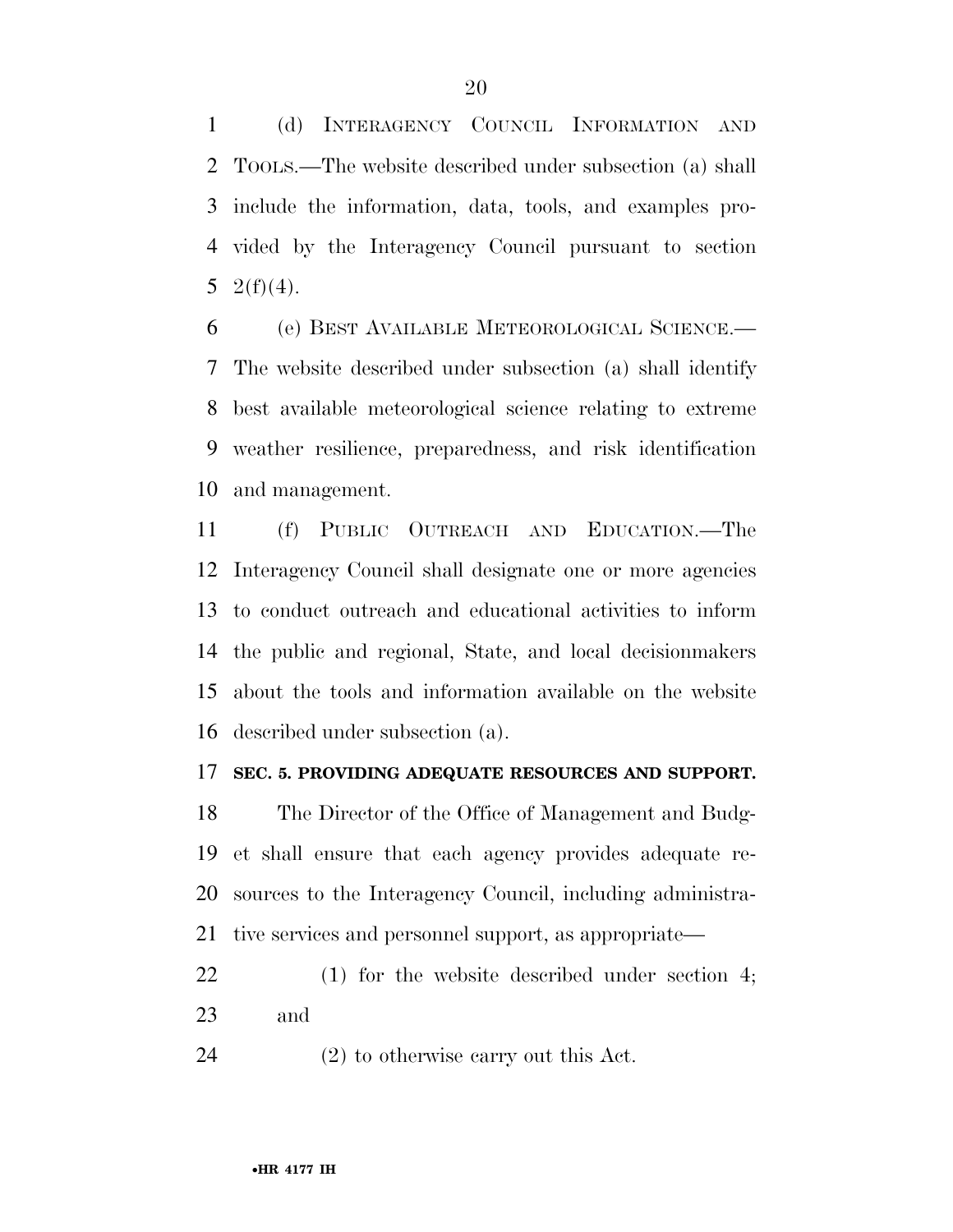(d) INTERAGENCY COUNCIL INFORMATION AND TOOLS.—The website described under subsection (a) shall include the information, data, tools, and examples provided by the Interagency Council pursuant to section 2(f)(4).

(e) BEST AVAILABLE METEOROLOGICAL SCIENCE.—The website described under subsection (a) shall identify best available meteorological science relating to extreme weather resilience, preparedness, and risk identification and management.

(f) PUBLIC OUTREACH AND EDUCATION.—The Interagency Council shall designate one or more agencies to conduct outreach and educational activities to inform the public and regional, State, and local decisionmakers about the tools and information available on the website described under subsection (a).

**SEC. 5. PROVIDING ADEQUATE RESOURCES AND SUPPORT.**

The Director of the Office of Management and Budget shall ensure that each agency provides adequate resources to the Interagency Council, including administrative services and personnel support, as appropriate—

(1) for the website described under section 4; and

(2) to otherwise carry out this Act.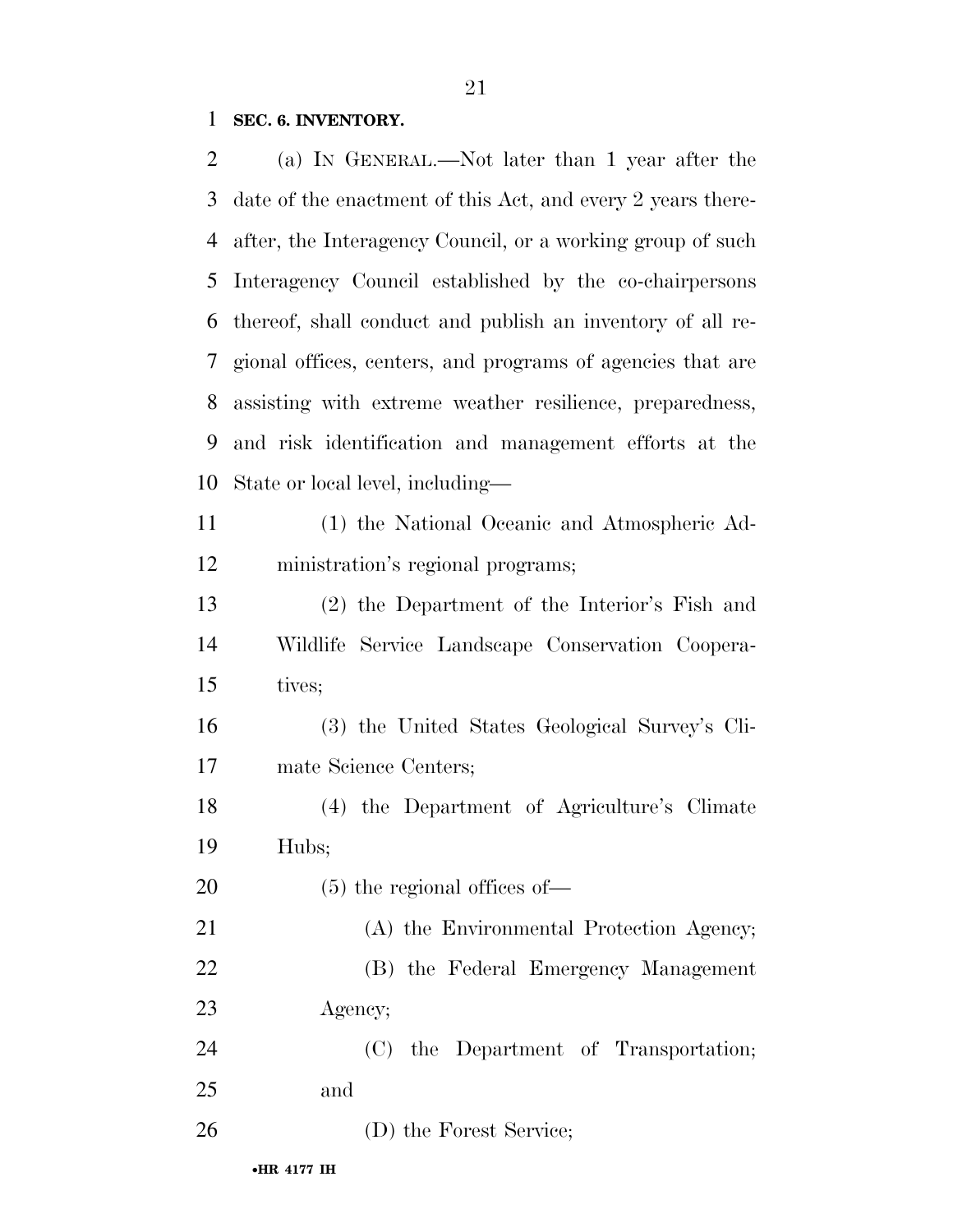**SEC. 6. INVENTORY.**

(a) IN GENERAL.—Not later than 1 year after the date of the enactment of this Act, and every 2 years thereafter, the Interagency Council, or a working group of such Interagency Council established by the co-chairpersons thereof, shall conduct and publish an inventory of all regional offices, centers, and programs of agencies that are assisting with extreme weather resilience, preparedness, and risk identification and management efforts at the State or local level, including—

(1) the National Oceanic and Atmospheric Administration's regional programs;

(2) the Department of the Interior's Fish and Wildlife Service Landscape Conservation Cooperatives;

(3) the United States Geological Survey's Climate Science Centers;

(4) the Department of Agriculture's Climate Hubs;

(5) the regional offices of—

(A) the Environmental Protection Agency;

(B) the Federal Emergency Management Agency;

(C) the Department of Transportation; and

(D) the Forest Service;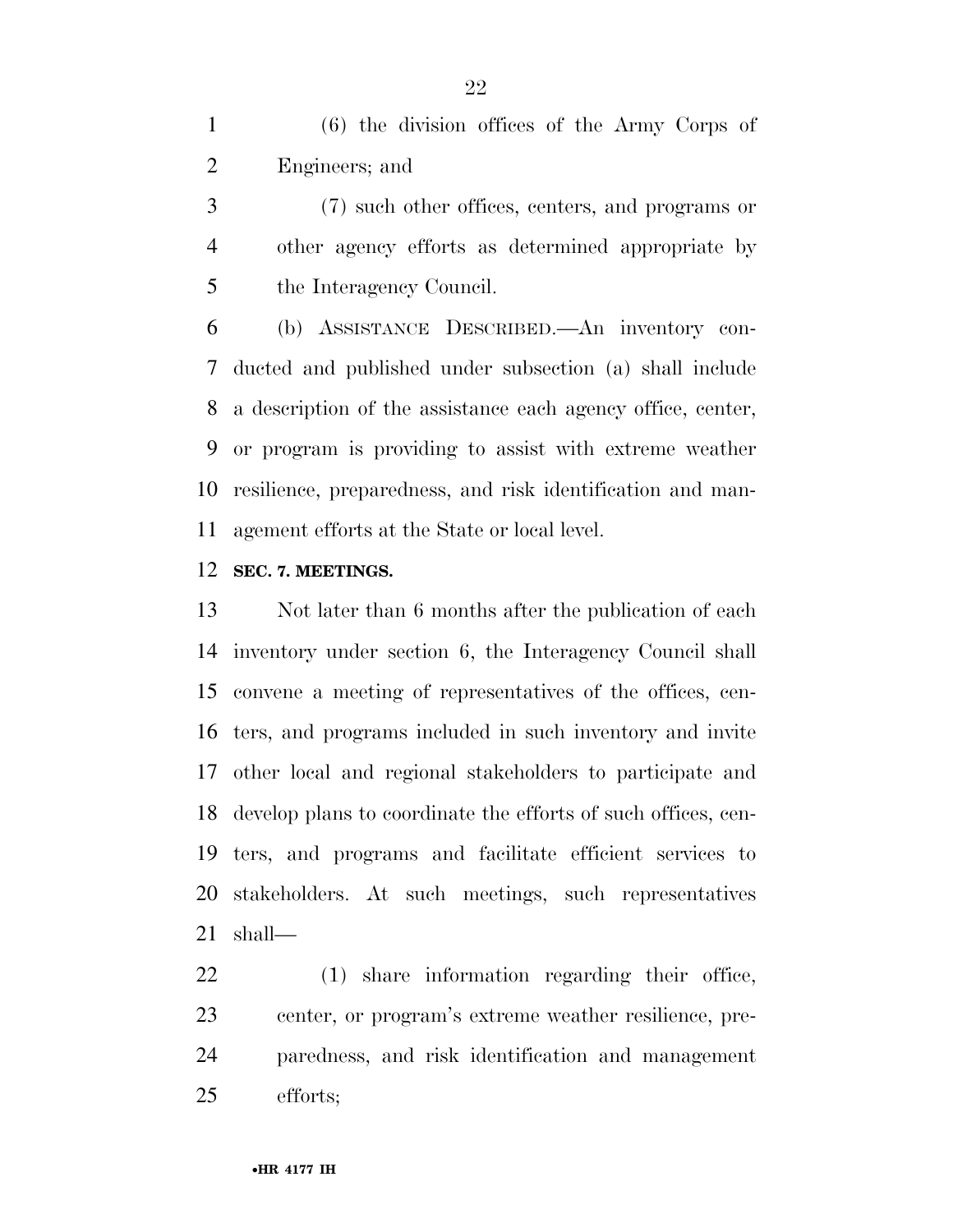(6) the division offices of the Army Corps of Engineers; and

(7) such other offices, centers, and programs or other agency efforts as determined appropriate by the Interagency Council.

(b) ASSISTANCE DESCRIBED.—An inventory conducted and published under subsection (a) shall include a description of the assistance each agency office, center, or program is providing to assist with extreme weather resilience, preparedness, and risk identification and management efforts at the State or local level.

**SEC. 7. MEETINGS.**

Not later than 6 months after the publication of each inventory under section 6, the Interagency Council shall convene a meeting of representatives of the offices, centers, and programs included in such inventory and invite other local and regional stakeholders to participate and develop plans to coordinate the efforts of such offices, centers, and programs and facilitate efficient services to stakeholders. At such meetings, such representatives shall—

(1) share information regarding their office, center, or program's extreme weather resilience, preparedness, and risk identification and management efforts;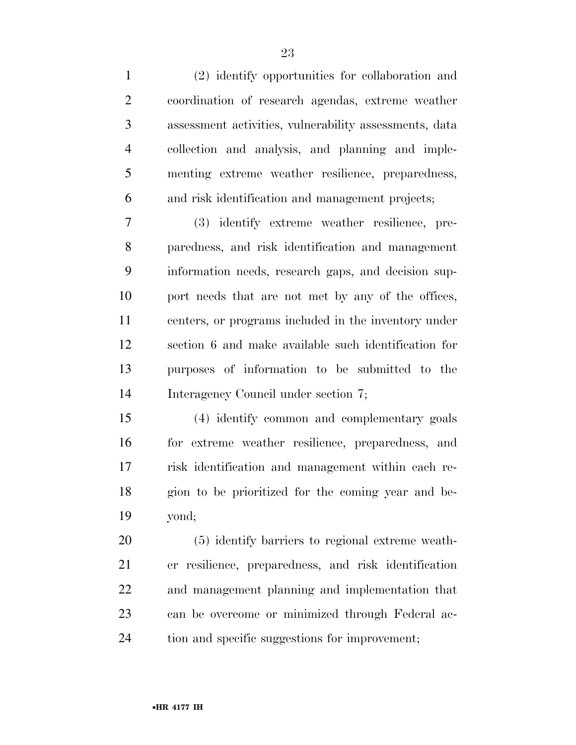(2) identify opportunities for collaboration and coordination of research agendas, extreme weather assessment activities, vulnerability assessments, data collection and analysis, and planning and implementing extreme weather resilience, preparedness, and risk identification and management projects;

(3) identify extreme weather resilience, preparedness, and risk identification and management information needs, research gaps, and decision support needs that are not met by any of the offices, centers, or programs included in the inventory under section 6 and make available such identification for purposes of information to be submitted to the Interagency Council under section 7;

(4) identify common and complementary goals for extreme weather resilience, preparedness, and risk identification and management within each region to be prioritized for the coming year and beyond;

(5) identify barriers to regional extreme weather resilience, preparedness, and risk identification and management planning and implementation that can be overcome or minimized through Federal action and specific suggestions for improvement;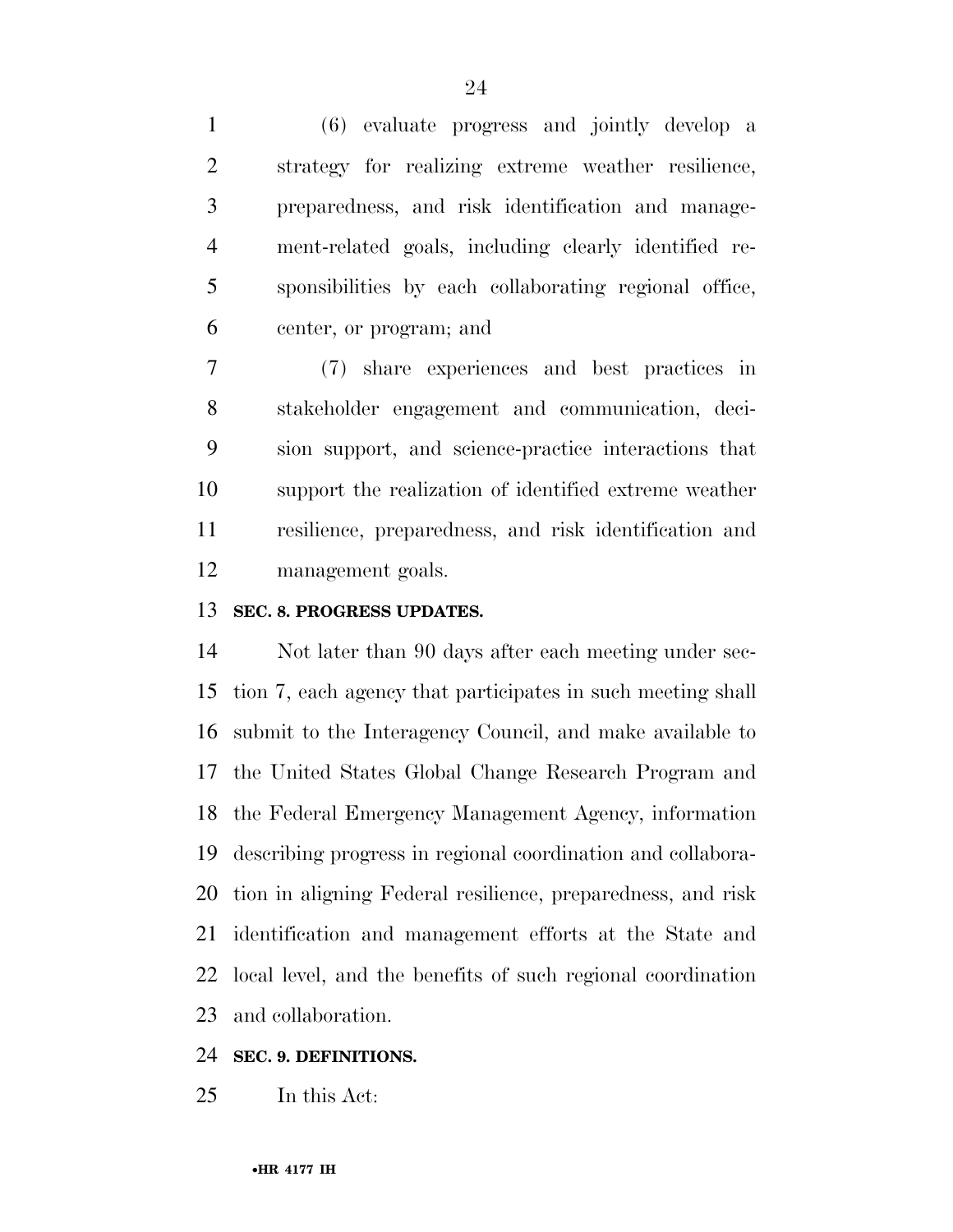(6) evaluate progress and jointly develop a strategy for realizing extreme weather resilience, preparedness, and risk identification and management-related goals, including clearly identified responsibilities by each collaborating regional office, center, or program; and

(7) share experiences and best practices in stakeholder engagement and communication, decision support, and science-practice interactions that support the realization of identified extreme weather resilience, preparedness, and risk identification and management goals.

**SEC. 8. PROGRESS UPDATES.**

Not later than 90 days after each meeting under section 7, each agency that participates in such meeting shall submit to the Interagency Council, and make available to the United States Global Change Research Program and the Federal Emergency Management Agency, information describing progress in regional coordination and collaboration in aligning Federal resilience, preparedness, and risk identification and management efforts at the State and local level, and the benefits of such regional coordination and collaboration.

**SEC. 9. DEFINITIONS.**

In this Act: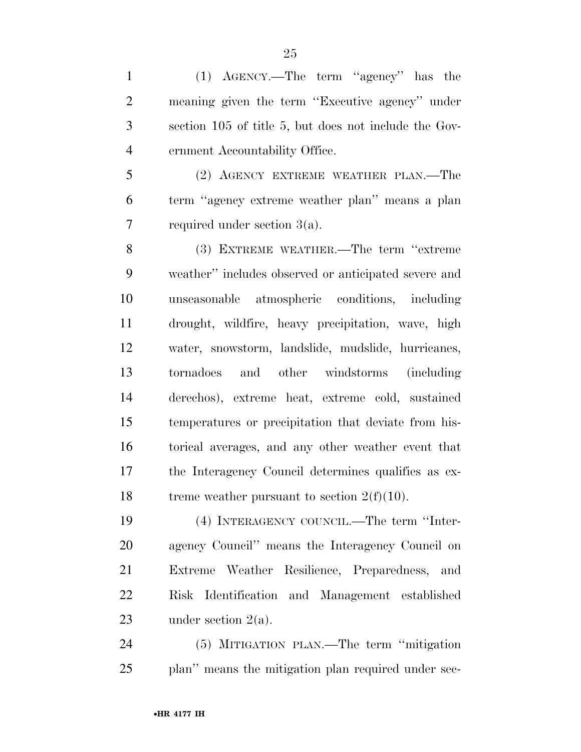(1) AGENCY.—The term ''agency'' has the meaning given the term ''Executive agency'' under section 105 of title 5, but does not include the Government Accountability Office.

(2) AGENCY EXTREME WEATHER PLAN.—The term ''agency extreme weather plan'' means a plan required under section 3(a).

(3) EXTREME WEATHER.—The term ''extreme weather'' includes observed or anticipated severe and unseasonable atmospheric conditions, including drought, wildfire, heavy precipitation, wave, high water, snowstorm, landslide, mudslide, hurricanes, tornadoes and other windstorms (including derechos), extreme heat, extreme cold, sustained temperatures or precipitation that deviate from historical averages, and any other weather event that the Interagency Council determines qualifies as extreme weather pursuant to section 2(f)(10).

(4) INTERAGENCY COUNCIL.—The term ''Interagency Council'' means the Interagency Council on Extreme Weather Resilience, Preparedness, and Risk Identification and Management established under section 2(a).

(5) MITIGATION PLAN.—The term ''mitigation plan'' means the mitigation plan required under sec-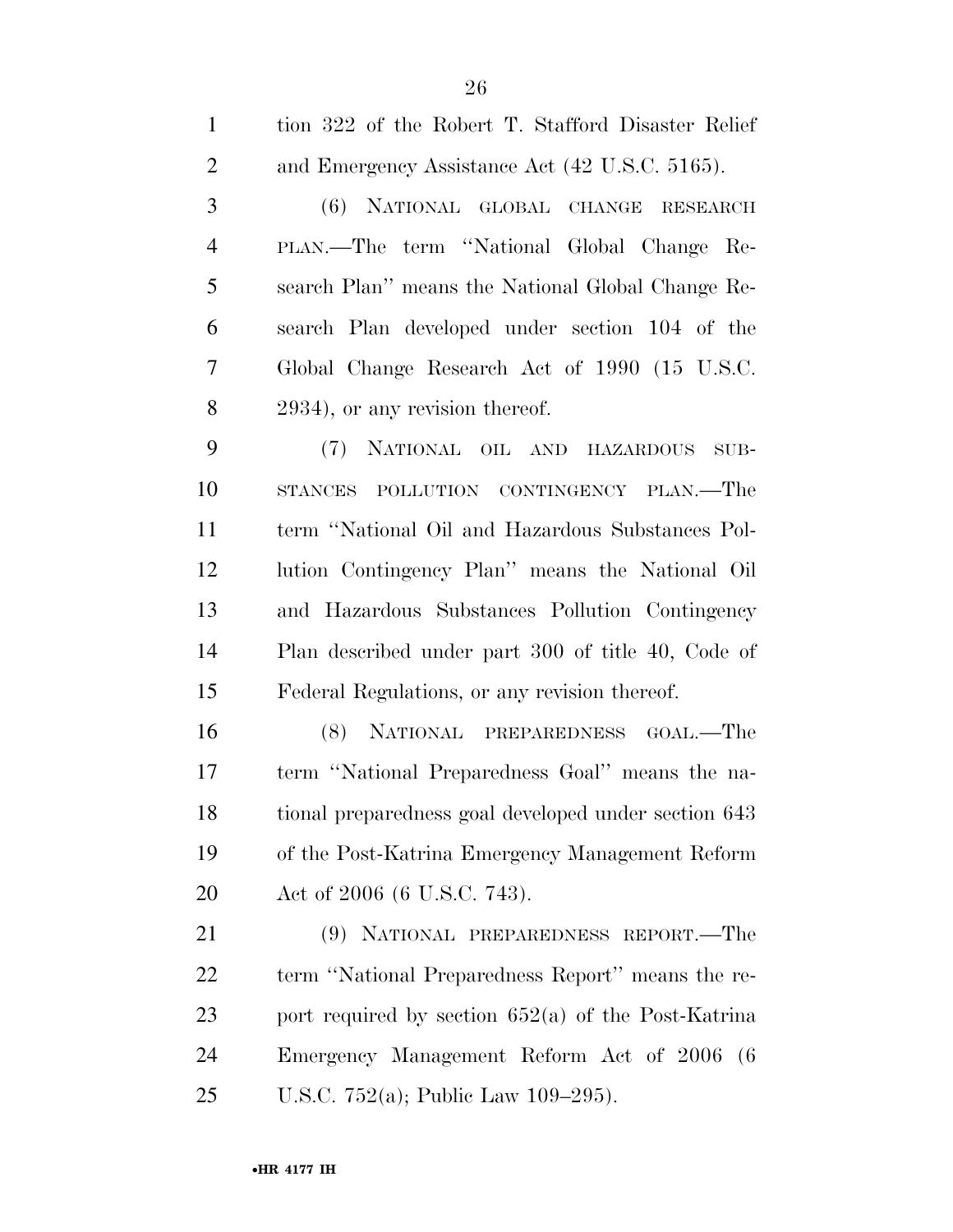tion 322 of the Robert T. Stafford Disaster Relief and Emergency Assistance Act (42 U.S.C. 5165).

(6) NATIONAL GLOBAL CHANGE RESEARCH PLAN.—The term ''National Global Change Research Plan'' means the National Global Change Research Plan developed under section 104 of the Global Change Research Act of 1990 (15 U.S.C. 2934), or any revision thereof.

(7) NATIONAL OIL AND HAZARDOUS SUBSTANCES POLLUTION CONTINGENCY PLAN.—The term ''National Oil and Hazardous Substances Pollution Contingency Plan'' means the National Oil and Hazardous Substances Pollution Contingency Plan described under part 300 of title 40, Code of Federal Regulations, or any revision thereof.

(8) NATIONAL PREPAREDNESS GOAL.—The term ''National Preparedness Goal'' means the national preparedness goal developed under section 643 of the Post-Katrina Emergency Management Reform Act of 2006 (6 U.S.C. 743).

(9) NATIONAL PREPAREDNESS REPORT.—The term ''National Preparedness Report'' means the report required by section 652(a) of the Post-Katrina Emergency Management Reform Act of 2006 (6 U.S.C. 752(a); Public Law 109–295).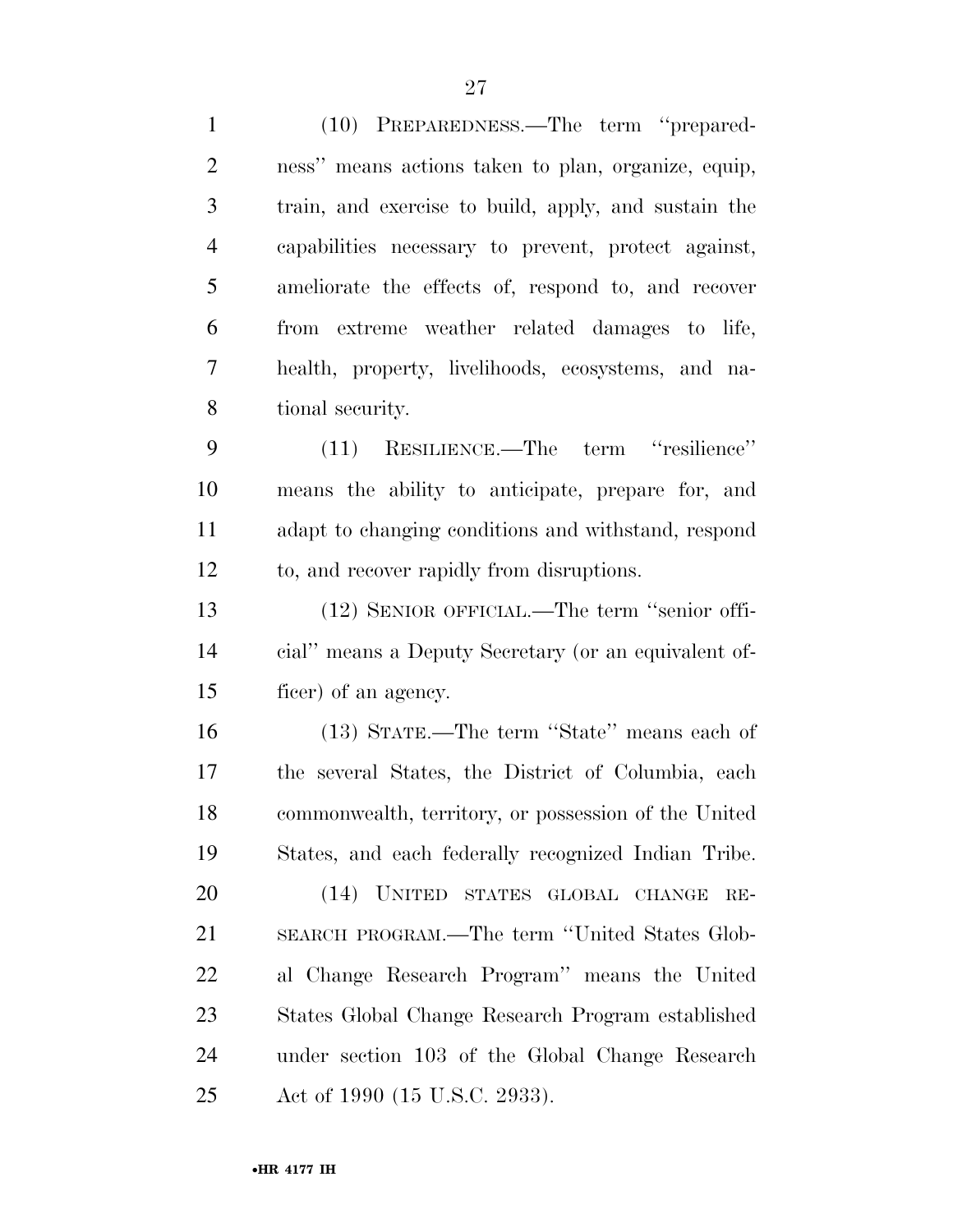(10) PREPAREDNESS.—The term ''preparedness'' means actions taken to plan, organize, equip, train, and exercise to build, apply, and sustain the capabilities necessary to prevent, protect against, ameliorate the effects of, respond to, and recover from extreme weather related damages to life, health, property, livelihoods, ecosystems, and national security.

(11) RESILIENCE.—The term ''resilience'' means the ability to anticipate, prepare for, and adapt to changing conditions and withstand, respond to, and recover rapidly from disruptions.

(12) SENIOR OFFICIAL.—The term ''senior official'' means a Deputy Secretary (or an equivalent officer) of an agency.

(13) STATE.—The term ''State'' means each of the several States, the District of Columbia, each commonwealth, territory, or possession of the United States, and each federally recognized Indian Tribe.

(14) UNITED STATES GLOBAL CHANGE RESEARCH PROGRAM.—The term ''United States Global Change Research Program'' means the United States Global Change Research Program established under section 103 of the Global Change Research Act of 1990 (15 U.S.C. 2933).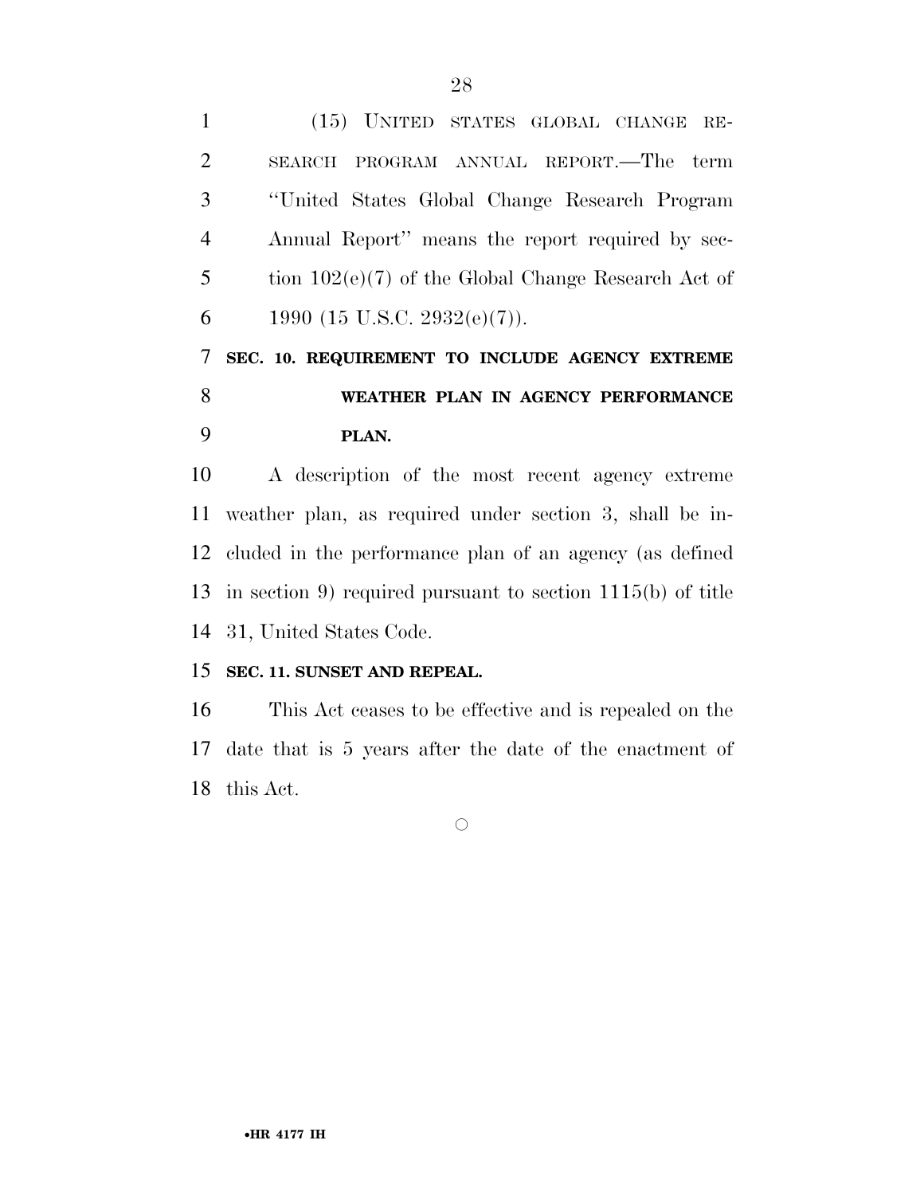(15) UNITED STATES GLOBAL CHANGE RESEARCH PROGRAM ANNUAL REPORT.—The term ''United States Global Change Research Program Annual Report'' means the report required by section 102(e)(7) of the Global Change Research Act of 1990 (15 U.S.C. 2932(e)(7)).

## SEC. 10. REQUIREMENT TO INCLUDE AGENCY EXTREME WEATHER PLAN IN AGENCY PERFORMANCE PLAN.

A description of the most recent agency extreme weather plan, as required under section 3, shall be included in the performance plan of an agency (as defined in section 9) required pursuant to section 1115(b) of title 31, United States Code.

## SEC. 11. SUNSET AND REPEAL.

This Act ceases to be effective and is repealed on the date that is 5 years after the date of the enactment of this Act.

○